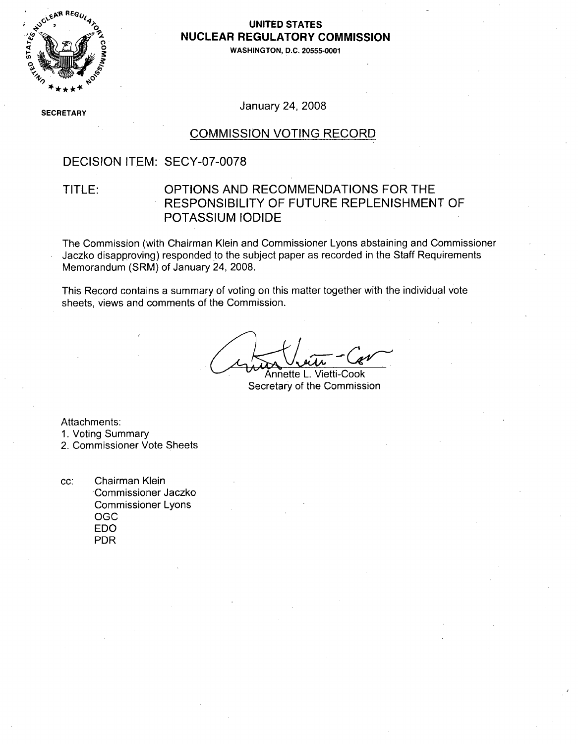**UNITED STATES**
**NUCLEAR REGULATORY COMMISSION**
**WASHINGTON, D.C. 20555-0001**

**SECRETARY**

January 24, 2008

## COMMISSION VOTING RECORD

DECISION ITEM: SECY-07-0078

TITLE: OPTIONS AND RECOMMENDATIONS FOR THE RESPONSIBILITY OF FUTURE REPLENISHMENT OF POTASSIUM IODIDE

The Commission (with Chairman Klein and Commissioner Lyons abstaining and Commissioner Jaczko disapproving) responded to the subject paper as recorded in the Staff Requirements Memorandum (SRM) of January 24, 2008.

This Record contains a summary of voting on this matter together with the individual vote sheets, views and comments of the Commission.

Annette L. Vietti-Cook
Secretary of the Commission

Attachments:
1. Voting Summary
2. Commissioner Vote Sheets

cc: Chairman Klein
Commissioner Jaczko
Commissioner Lyons
OGC
EDO
PDR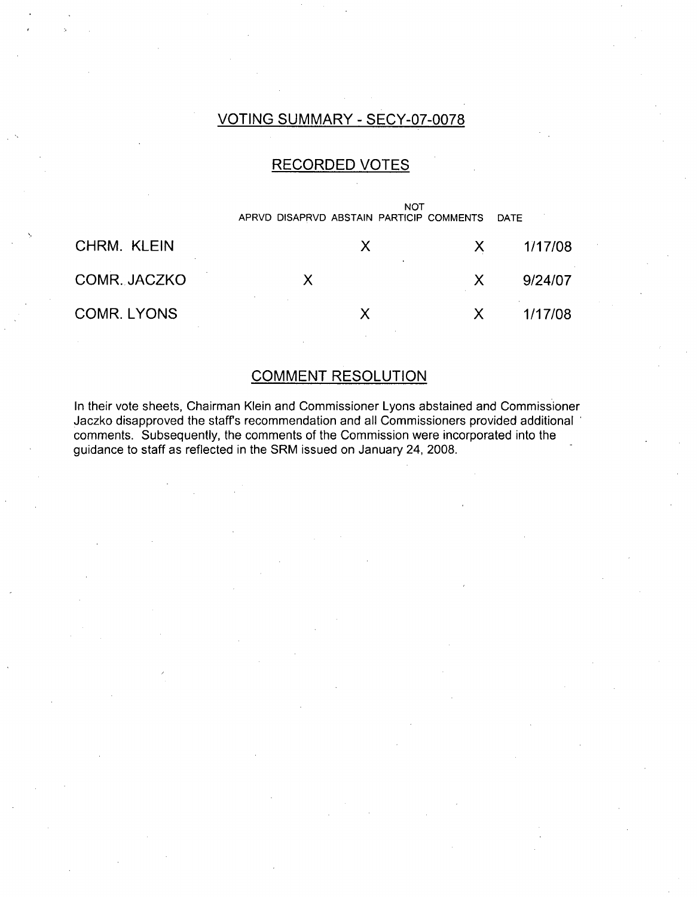## VOTING SUMMARY - SECY-07-0078

### RECORDED VOTES

| | APRVD | DISAPRVD | ABSTAIN | NOT PARTICIP | COMMENTS | DATE |
|---|---|---|---|---|---|---|
| CHRM. KLEIN | | | X | | X | 1/17/08 |
| COMR. JACZKO | | X | | | X | 9/24/07 |
| COMR. LYONS | | | X | | X | 1/17/08 |

### COMMENT RESOLUTION

In their vote sheets, Chairman Klein and Commissioner Lyons abstained and Commissioner Jaczko disapproved the staff's recommendation and all Commissioners provided additional comments. Subsequently, the comments of the Commission were incorporated into the guidance to staff as reflected in the SRM issued on January 24, 2008.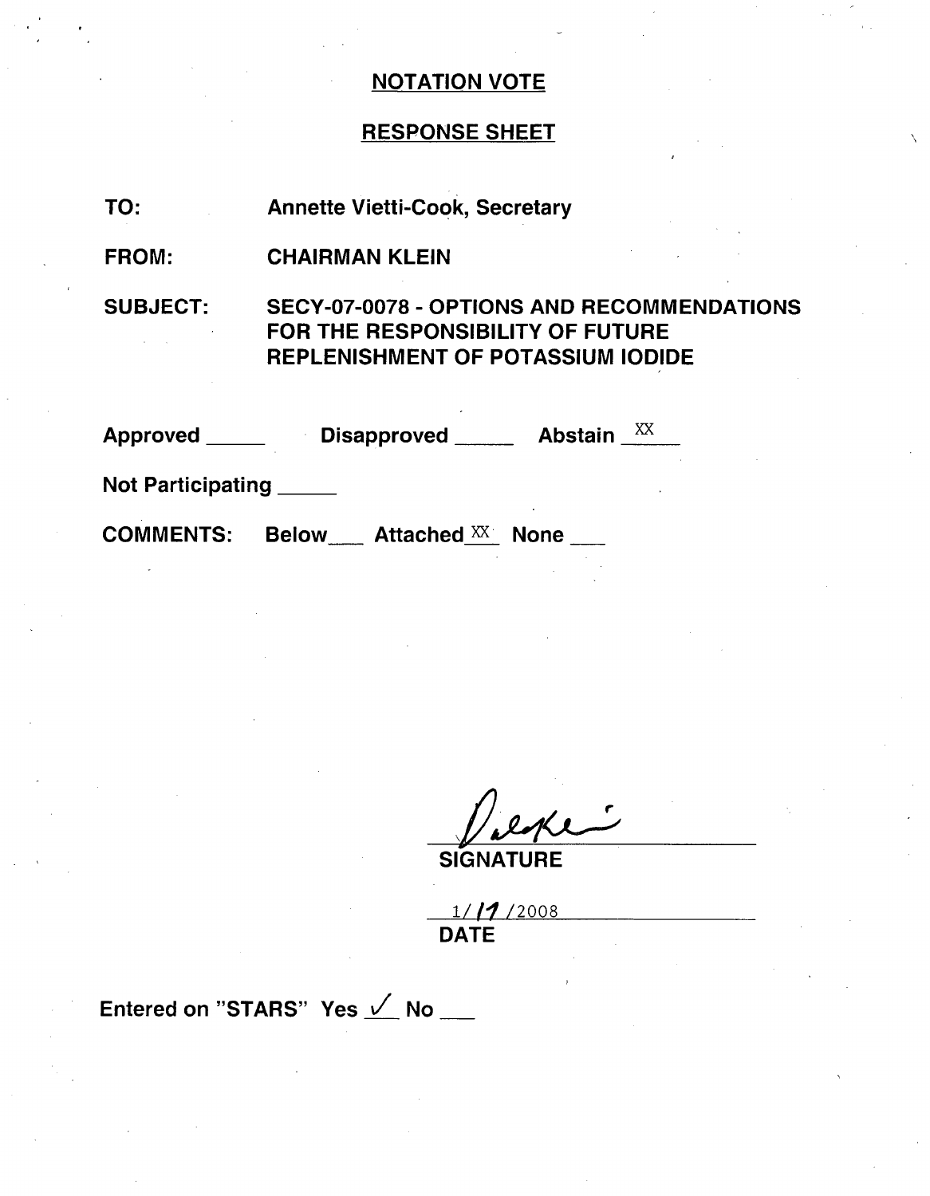# NOTATION VOTE

## RESPONSE SHEET

**TO:** Annette Vietti-Cook, Secretary

**FROM:** CHAIRMAN KLEIN

**SUBJECT:** SECY-07-0078 - OPTIONS AND RECOMMENDATIONS FOR THE RESPONSIBILITY OF FUTURE REPLENISHMENT OF POTASSIUM IODIDE

**Approved** _____ **Disapproved** _____ **Abstain** XX

**Not Participating** _____

**COMMENTS:** Below___ Attached XX None ___

SIGNATURE

1/17/2008

DATE

Entered on "STARS" Yes ✓ No ___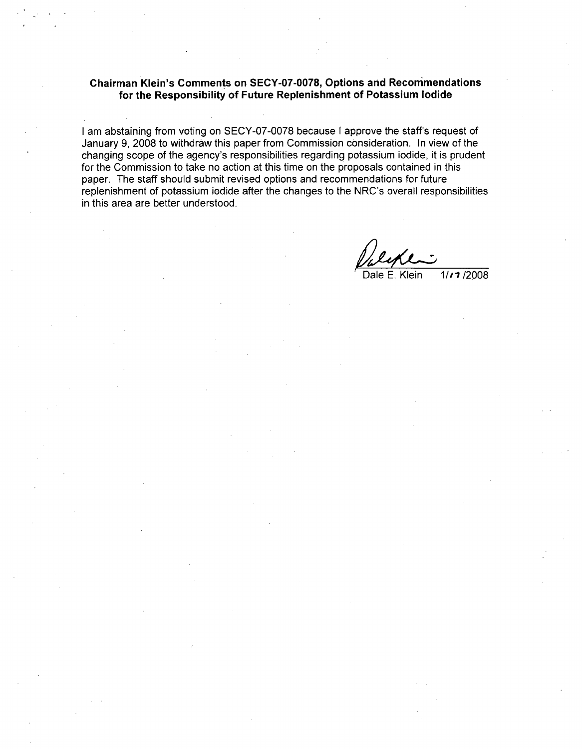**Chairman Klein's Comments on SECY-07-0078, Options and Recommendations for the Responsibility of Future Replenishment of Potassium Iodide**

I am abstaining from voting on SECY-07-0078 because I approve the staff's request of January 9, 2008 to withdraw this paper from Commission consideration. In view of the changing scope of the agency's responsibilities regarding potassium iodide, it is prudent for the Commission to take no action at this time on the proposals contained in this paper. The staff should submit revised options and recommendations for future replenishment of potassium iodide after the changes to the NRC's overall responsibilities in this area are better understood.

Dale E. Klein 1/17/2008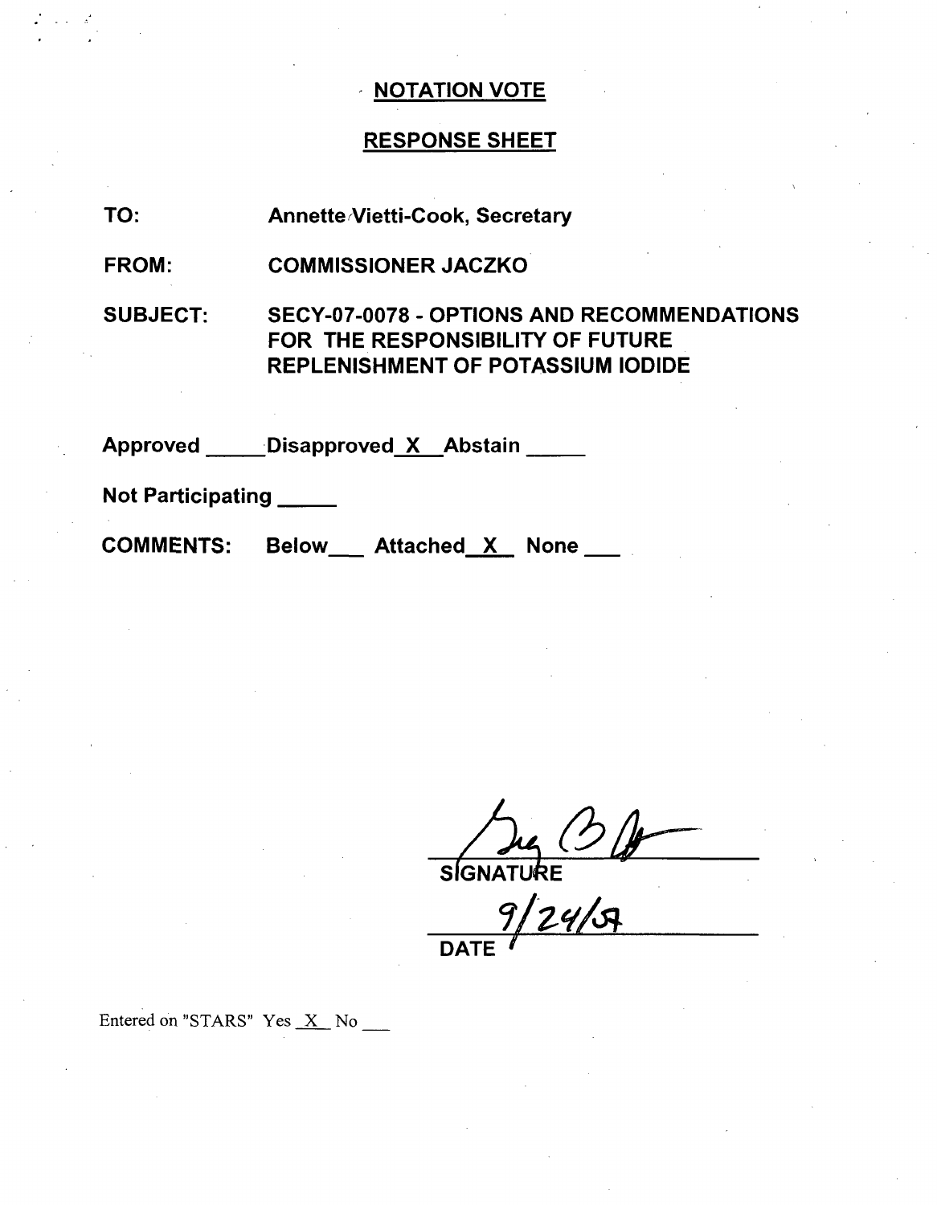## NOTATION VOTE

## RESPONSE SHEET

**TO:** Annette Vietti-Cook, Secretary

**FROM:** COMMISSIONER JACZKO

**SUBJECT:** SECY-07-0078 - OPTIONS AND RECOMMENDATIONS FOR THE RESPONSIBILITY OF FUTURE REPLENISHMENT OF POTASSIUM IODIDE

**Approved** _____ **Disapproved** __X__ **Abstain** _____

**Not Participating** _____

**COMMENTS:** Below___ Attached __X__ None ___

SIGNATURE

9/24/07

DATE

Entered on "STARS" Yes _X_ No ___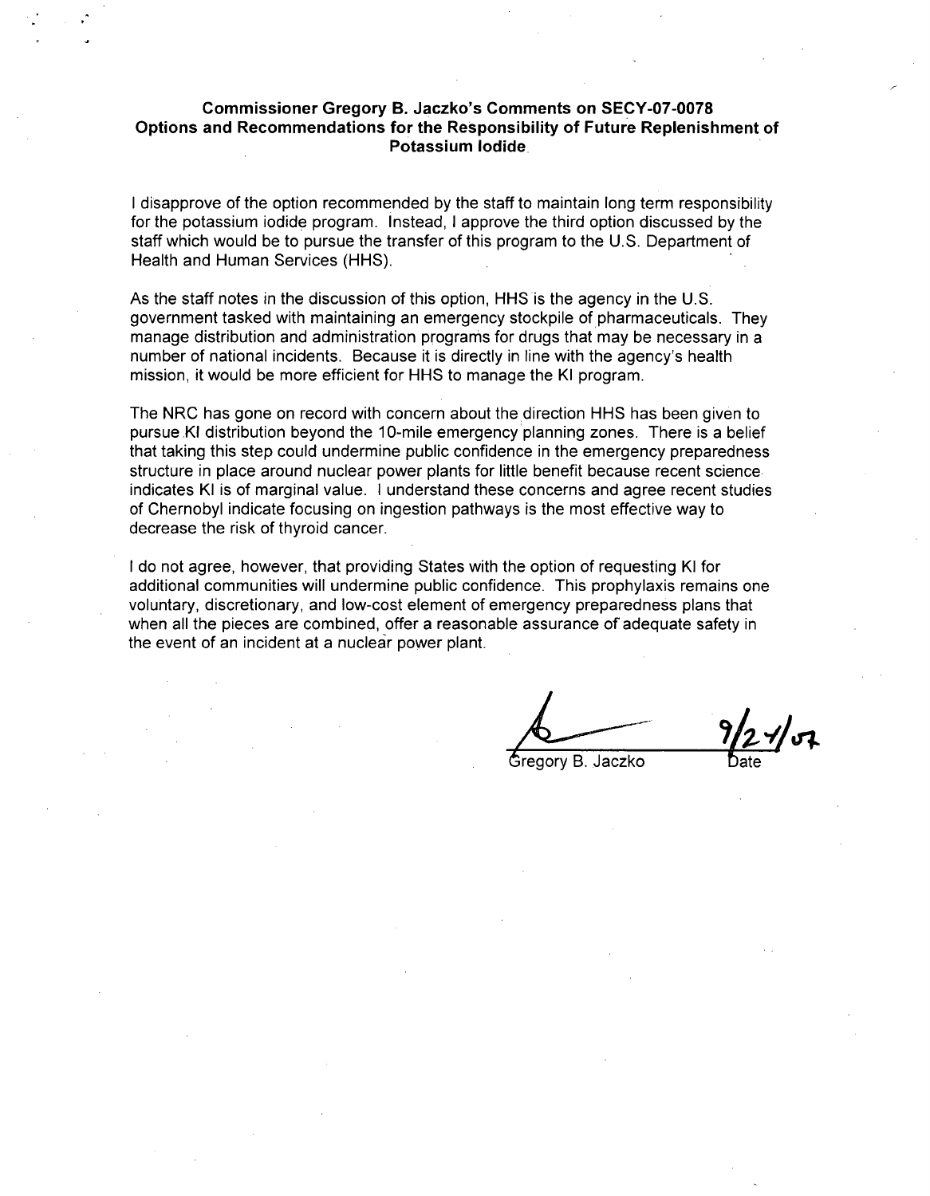**Commissioner Gregory B. Jaczko's Comments on SECY-07-0078**
**Options and Recommendations for the Responsibility of Future Replenishment of Potassium Iodide**

I disapprove of the option recommended by the staff to maintain long term responsibility for the potassium iodide program. Instead, I approve the third option discussed by the staff which would be to pursue the transfer of this program to the U.S. Department of Health and Human Services (HHS).

As the staff notes in the discussion of this option, HHS is the agency in the U.S. government tasked with maintaining an emergency stockpile of pharmaceuticals. They manage distribution and administration programs for drugs that may be necessary in a number of national incidents. Because it is directly in line with the agency's health mission, it would be more efficient for HHS to manage the KI program.

The NRC has gone on record with concern about the direction HHS has been given to pursue KI distribution beyond the 10-mile emergency planning zones. There is a belief that taking this step could undermine public confidence in the emergency preparedness structure in place around nuclear power plants for little benefit because recent science indicates KI is of marginal value. I understand these concerns and agree recent studies of Chernobyl indicate focusing on ingestion pathways is the most effective way to decrease the risk of thyroid cancer.

I do not agree, however, that providing States with the option of requesting KI for additional communities will undermine public confidence. This prophylaxis remains one voluntary, discretionary, and low-cost element of emergency preparedness plans that when all the pieces are combined, offer a reasonable assurance of adequate safety in the event of an incident at a nuclear power plant.

Gregory B. Jaczko — Date: 9/24/07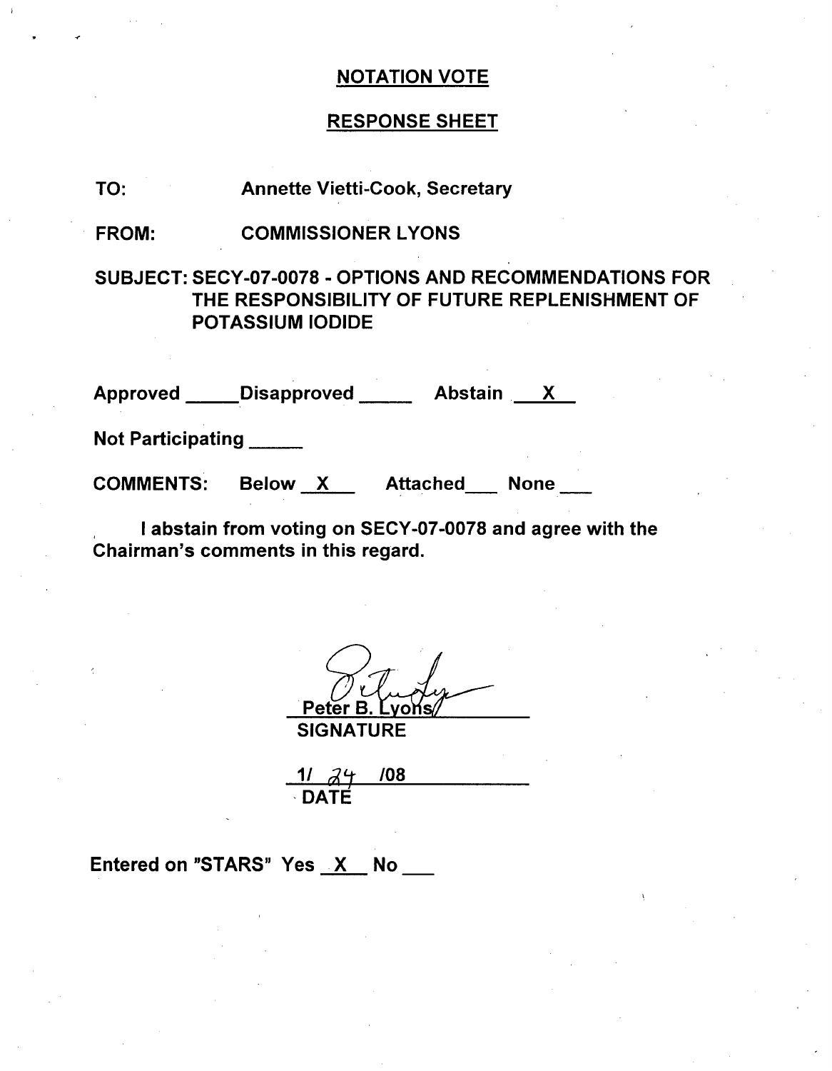## NOTATION VOTE

## RESPONSE SHEET

**TO:** Annette Vietti-Cook, Secretary

**FROM:** COMMISSIONER LYONS

**SUBJECT:** SECY-07-0078 - OPTIONS AND RECOMMENDATIONS FOR THE RESPONSIBILITY OF FUTURE REPLENISHMENT OF POTASSIUM IODIDE

**Approved** _____ **Disapproved** _____ **Abstain** __X__

**Not Participating** _____

**COMMENTS:** Below __X__ Attached___ None___

I abstain from voting on SECY-07-0078 and agree with the Chairman's comments in this regard.

Peter B. Lyons

SIGNATURE

1/ 24 /08

DATE

Entered on "STARS" Yes __X__ No ___